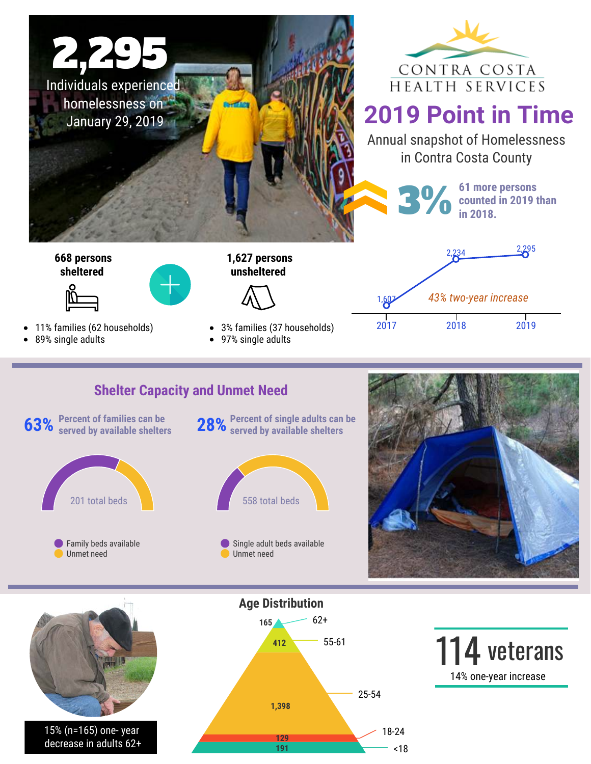# 2,295

Individuals experienced homelessness on January 29, 2019

CONTRA COSTA HEALTH SERVICES

## 2019 Point in Time

Annual snapshot of Homelessness in Contra Costa County

**3%** 61 more persons counted in 2019 than in 2018.

| Year | Count |
|---|---|
| 2017 | 1,607 |
| 2018 | 2,234 |
| 2019 | 2,295 |

*43% two-year increase*

**668 persons sheltered**

- 11% families (62 households)
- 89% single adults

**1,627 persons unsheltered**

- 3% families (37 households)
- 97% single adults

## Shelter Capacity and Unmet Need

**63%** Percent of families can be served by available shelters

201 total beds

- Family beds available
- Unmet need

**28%** Percent of single adults can be served by available shelters

558 total beds

- Single adult beds available
- Unmet need

15% (n=165) one- year decrease in adults 62+

## Age Distribution

| Age | Count |
|---|---|
| 62+ | 165 |
| 55-61 | 412 |
| 25-54 | 1,398 |
| 18-24 | 129 |
| <18 | 191 |

**114 veterans**

14% one-year increase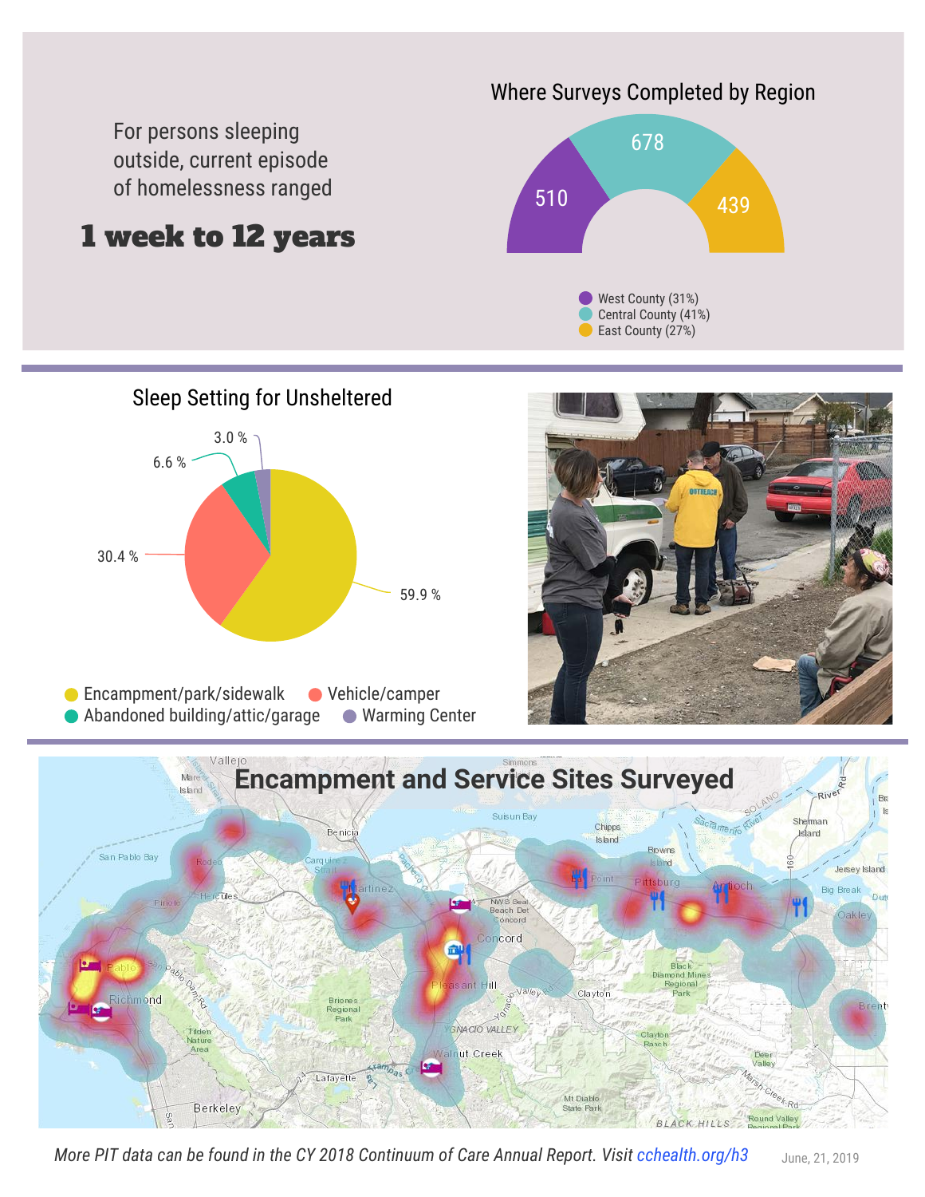For persons sleeping outside, current episode of homelessness ranged

**1 week to 12 years**

## Where Surveys Completed by Region

510
678
439

West County (31%)
Central County (41%)
East County (27%)

## Sleep Setting for Unsheltered

3.0 %
6.6 %
30.4 %
59.9 %

Encampment/park/sidewalk
Vehicle/camper
Abandoned building/attic/garage
Warming Center

## Encampment and Service Sites Surveyed

*More PIT data can be found in the CY 2018 Continuum of Care Annual Report. Visit cchealth.org/h3*

June, 21, 2019